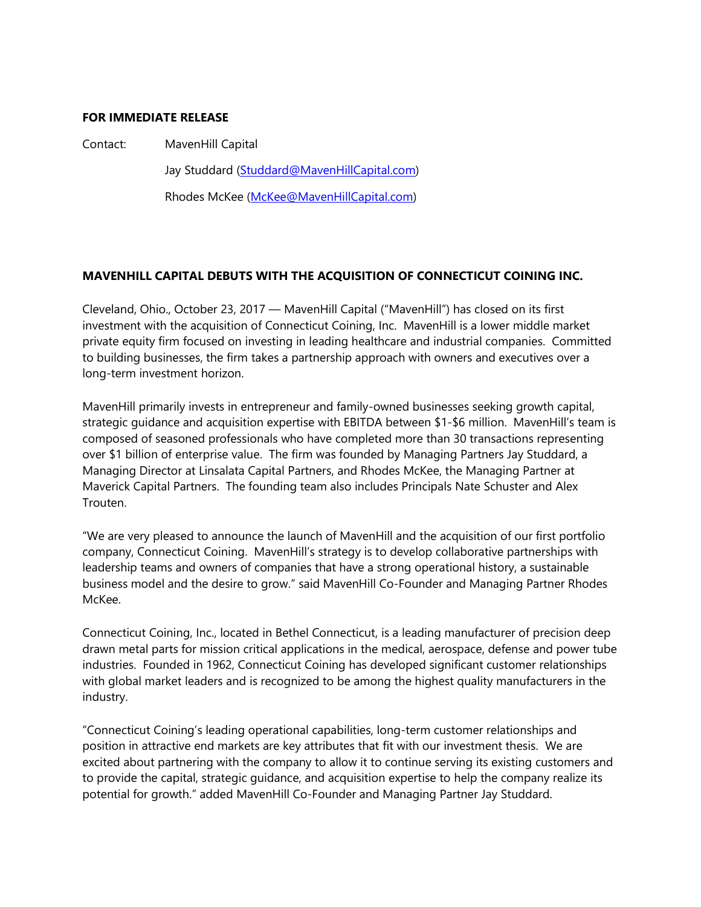**FOR IMMEDIATE RELEASE**

Contact: MavenHill Capital

Jay Studdard (Studdard@MavenHillCapital.com)

Rhodes McKee (McKee@MavenHillCapital.com)

**MAVENHILL CAPITAL DEBUTS WITH THE ACQUISITION OF CONNECTICUT COINING INC.**

Cleveland, Ohio., October 23, 2017 — MavenHill Capital ("MavenHill") has closed on its first investment with the acquisition of Connecticut Coining, Inc. MavenHill is a lower middle market private equity firm focused on investing in leading healthcare and industrial companies. Committed to building businesses, the firm takes a partnership approach with owners and executives over a long-term investment horizon.

MavenHill primarily invests in entrepreneur and family-owned businesses seeking growth capital, strategic guidance and acquisition expertise with EBITDA between $1-$6 million. MavenHill's team is composed of seasoned professionals who have completed more than 30 transactions representing over $1 billion of enterprise value. The firm was founded by Managing Partners Jay Studdard, a Managing Director at Linsalata Capital Partners, and Rhodes McKee, the Managing Partner at Maverick Capital Partners. The founding team also includes Principals Nate Schuster and Alex Trouten.

"We are very pleased to announce the launch of MavenHill and the acquisition of our first portfolio company, Connecticut Coining. MavenHill's strategy is to develop collaborative partnerships with leadership teams and owners of companies that have a strong operational history, a sustainable business model and the desire to grow." said MavenHill Co-Founder and Managing Partner Rhodes McKee.

Connecticut Coining, Inc., located in Bethel Connecticut, is a leading manufacturer of precision deep drawn metal parts for mission critical applications in the medical, aerospace, defense and power tube industries. Founded in 1962, Connecticut Coining has developed significant customer relationships with global market leaders and is recognized to be among the highest quality manufacturers in the industry.

"Connecticut Coining's leading operational capabilities, long-term customer relationships and position in attractive end markets are key attributes that fit with our investment thesis. We are excited about partnering with the company to allow it to continue serving its existing customers and to provide the capital, strategic guidance, and acquisition expertise to help the company realize its potential for growth." added MavenHill Co-Founder and Managing Partner Jay Studdard.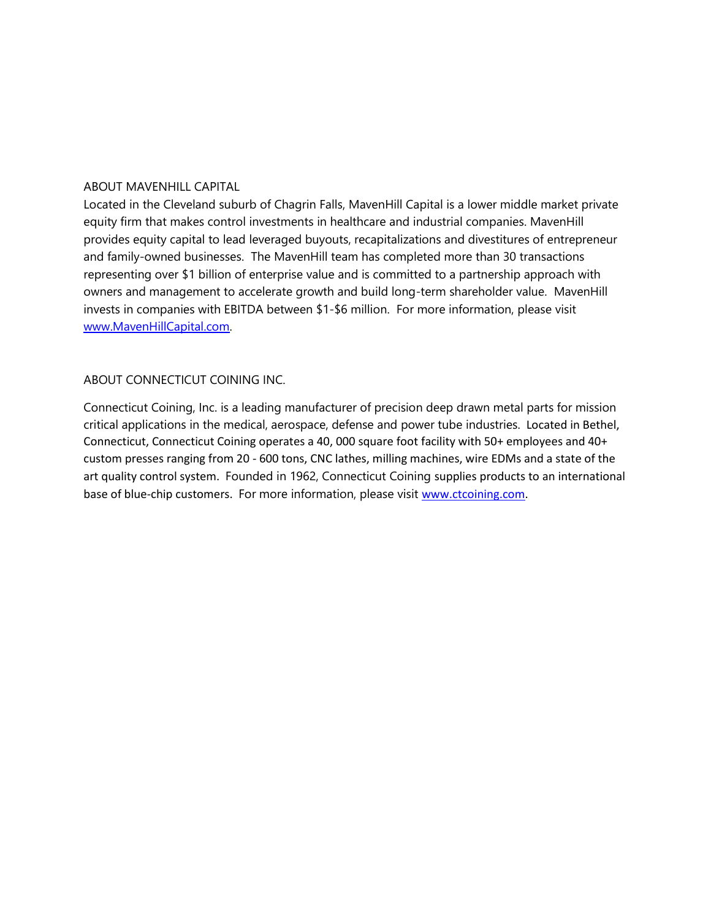## ABOUT MAVENHILL CAPITAL

Located in the Cleveland suburb of Chagrin Falls, MavenHill Capital is a lower middle market private equity firm that makes control investments in healthcare and industrial companies. MavenHill provides equity capital to lead leveraged buyouts, recapitalizations and divestitures of entrepreneur and family-owned businesses. The MavenHill team has completed more than 30 transactions representing over $1 billion of enterprise value and is committed to a partnership approach with owners and management to accelerate growth and build long-term shareholder value. MavenHill invests in companies with EBITDA between $1-$6 million. For more information, please visit [www.MavenHillCapital.com](http://www.MavenHillCapital.com).

## ABOUT CONNECTICUT COINING INC.

Connecticut Coining, Inc. is a leading manufacturer of precision deep drawn metal parts for mission critical applications in the medical, aerospace, defense and power tube industries. Located in Bethel, Connecticut, Connecticut Coining operates a 40, 000 square foot facility with 50+ employees and 40+ custom presses ranging from 20 - 600 tons, CNC lathes, milling machines, wire EDMs and a state of the art quality control system. Founded in 1962, Connecticut Coining supplies products to an international base of blue-chip customers. For more information, please visit [www.ctcoining.com](http://www.ctcoining.com).